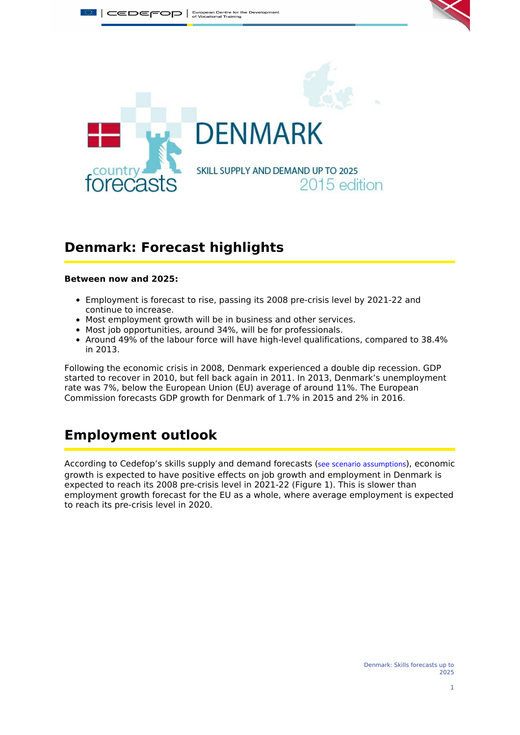# DENMARK

SKILL SUPPLY AND DEMAND UP TO 2025

2015 edition

## Denmark: Forecast highlights

**Between now and 2025:**

- Employment is forecast to rise, passing its 2008 pre-crisis level by 2021-22 and continue to increase.
- Most employment growth will be in business and other services.
- Most job opportunities, around 34%, will be for professionals.
- Around 49% of the labour force will have high-level qualifications, compared to 38.4% in 2013.

Following the economic crisis in 2008, Denmark experienced a double dip recession. GDP started to recover in 2010, but fell back again in 2011. In 2013, Denmark's unemployment rate was 7%, below the European Union (EU) average of around 11%. The European Commission forecasts GDP growth for Denmark of 1.7% in 2015 and 2% in 2016.

## Employment outlook

According to Cedefop's skills supply and demand forecasts (see scenario assumptions), economic growth is expected to have positive effects on job growth and employment in Denmark is expected to reach its 2008 pre-crisis level in 2021-22 (Figure 1). This is slower than employment growth forecast for the EU as a whole, where average employment is expected to reach its pre-crisis level in 2020.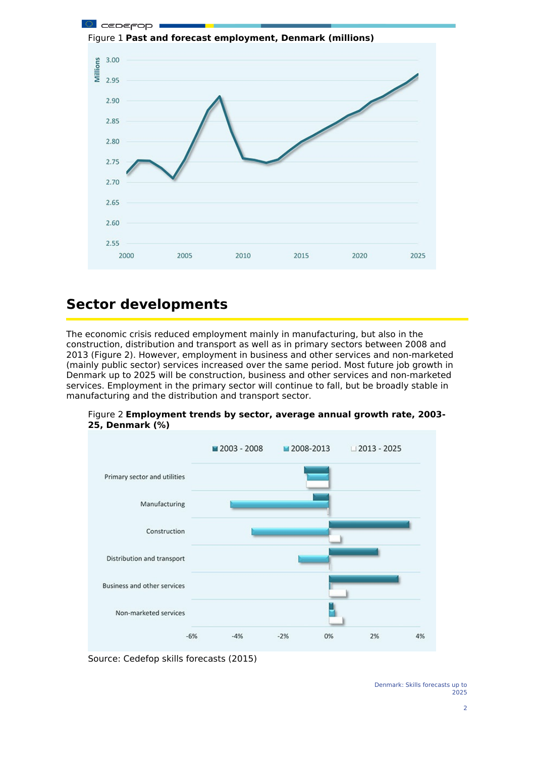Figure 1 **Past and forecast employment, Denmark (millions)**

## Sector developments

The economic crisis reduced employment mainly in manufacturing, but also in the construction, distribution and transport as well as in primary sectors between 2008 and 2013 (Figure 2). However, employment in business and other services and non-marketed (mainly public sector) services increased over the same period. Most future job growth in Denmark up to 2025 will be construction, business and other services and non-marketed services. Employment in the primary sector will continue to fall, but be broadly stable in manufacturing and the distribution and transport sector.

Figure 2 **Employment trends by sector, average annual growth rate, 2003-25, Denmark (%)**

Source: Cedefop skills forecasts (2015)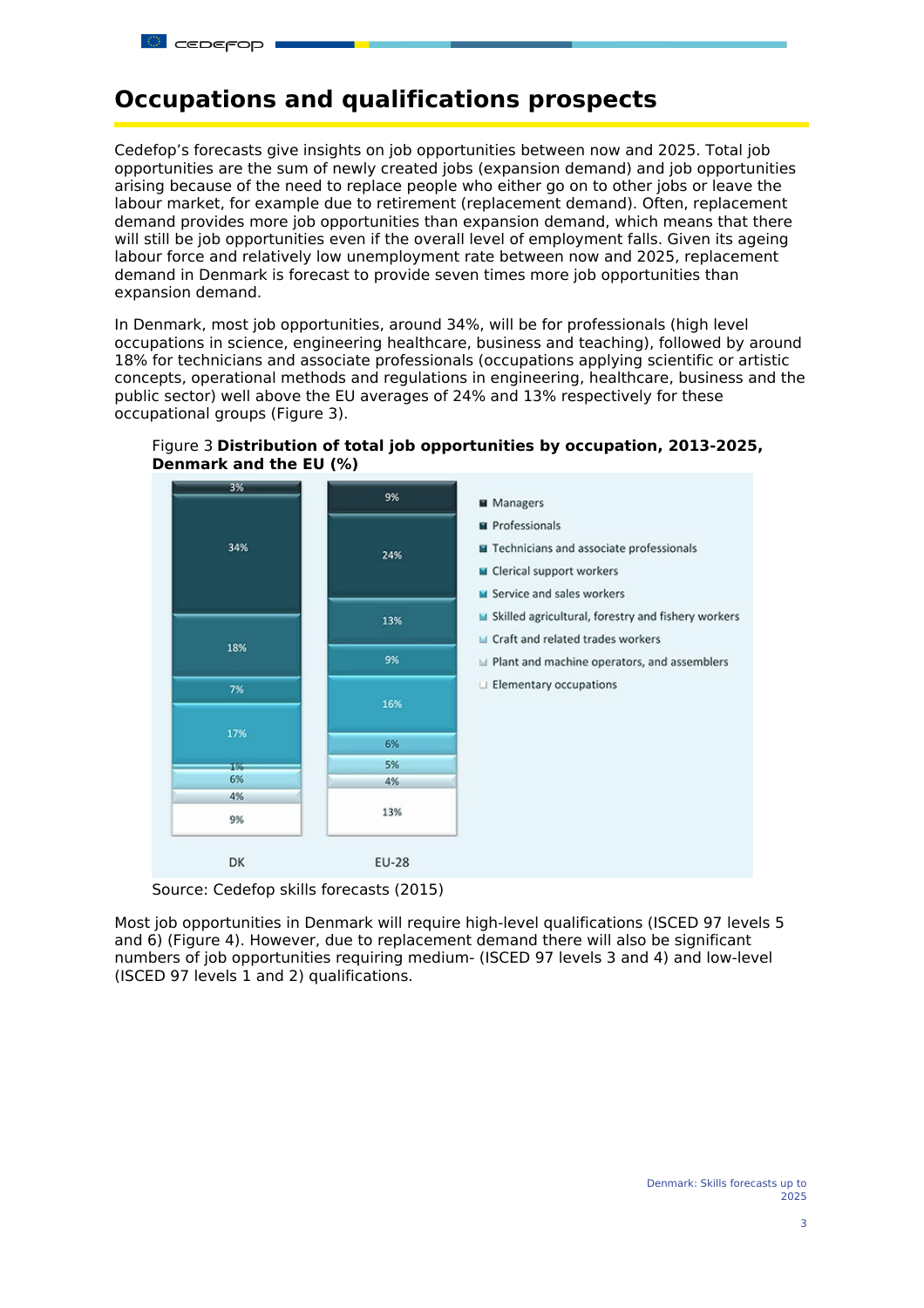# Occupations and qualifications prospects

Cedefop's forecasts give insights on job opportunities between now and 2025. Total job opportunities are the sum of newly created jobs (expansion demand) and job opportunities arising because of the need to replace people who either go on to other jobs or leave the labour market, for example due to retirement (replacement demand). Often, replacement demand provides more job opportunities than expansion demand, which means that there will still be job opportunities even if the overall level of employment falls. Given its ageing labour force and relatively low unemployment rate between now and 2025, replacement demand in Denmark is forecast to provide seven times more job opportunities than expansion demand.

In Denmark, most job opportunities, around 34%, will be for professionals (high level occupations in science, engineering healthcare, business and teaching), followed by around 18% for technicians and associate professionals (occupations applying scientific or artistic concepts, operational methods and regulations in engineering, healthcare, business and the public sector) well above the EU averages of 24% and 13% respectively for these occupational groups (Figure 3).

Figure 3 **Distribution of total job opportunities by occupation, 2013-2025, Denmark and the EU (%)**

| Occupation | DK | EU-28 |
|---|---|---|
| Managers | 3% | 9% |
| Professionals | 34% | 24% |
| Technicians and associate professionals | 18% | 13% |
| Clerical support workers | 7% | 9% |
| Service and sales workers | 17% | 16% |
| Skilled agricultural, forestry and fishery workers | 1% | 6% |
| Craft and related trades workers | 6% | 5% |
| Plant and machine operators, and assemblers | 4% | 4% |
| Elementary occupations | 9% | 13% |

Source: Cedefop skills forecasts (2015)

Most job opportunities in Denmark will require high-level qualifications (ISCED 97 levels 5 and 6) (Figure 4). However, due to replacement demand there will also be significant numbers of job opportunities requiring medium- (ISCED 97 levels 3 and 4) and low-level (ISCED 97 levels 1 and 2) qualifications.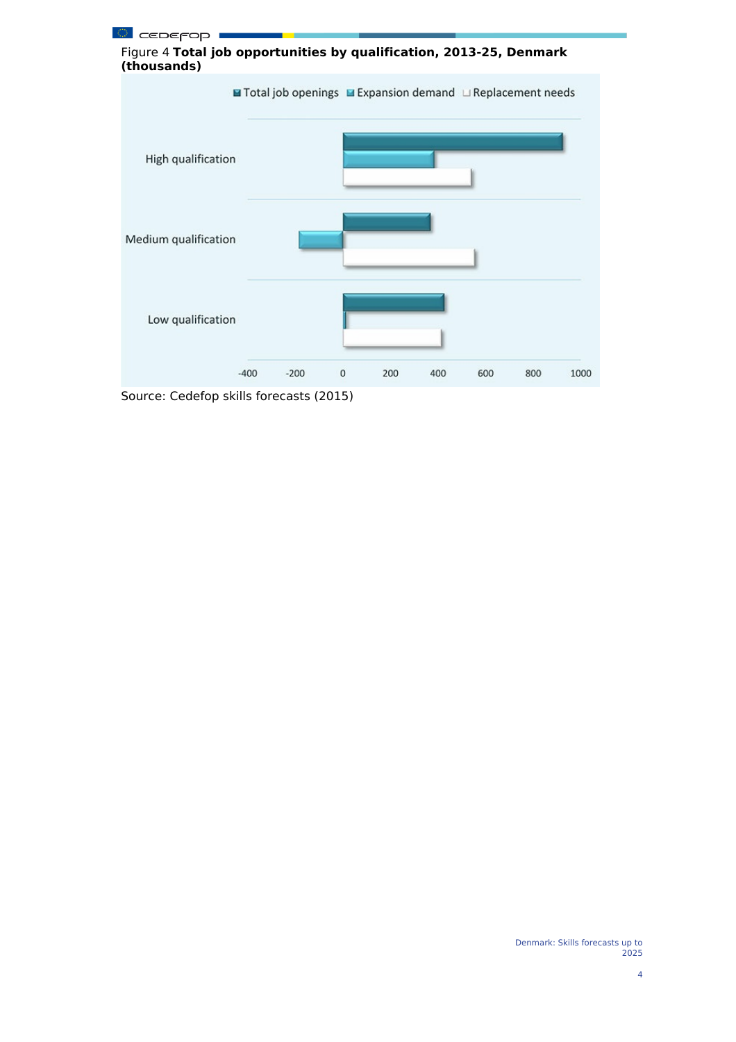Figure 4 **Total job opportunities by qualification, 2013-25, Denmark (thousands)**

Source: Cedefop skills forecasts (2015)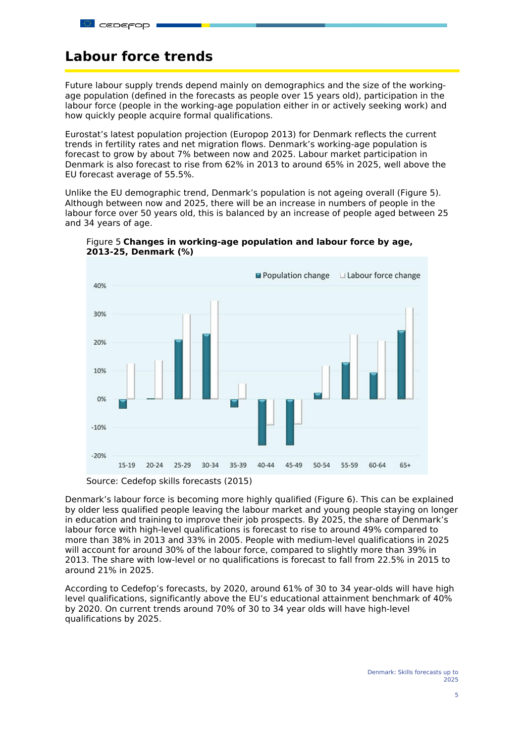# Labour force trends

Future labour supply trends depend mainly on demographics and the size of the working-age population (defined in the forecasts as people over 15 years old), participation in the labour force (people in the working-age population either in or actively seeking work) and how quickly people acquire formal qualifications.

Eurostat's latest population projection (Europop 2013) for Denmark reflects the current trends in fertility rates and net migration flows. Denmark's working-age population is forecast to grow by about 7% between now and 2025. Labour market participation in Denmark is also forecast to rise from 62% in 2013 to around 65% in 2025, well above the EU forecast average of 55.5%.

Unlike the EU demographic trend, Denmark's population is not ageing overall (Figure 5). Although between now and 2025, there will be an increase in numbers of people in the labour force over 50 years old, this is balanced by an increase of people aged between 25 and 34 years of age.

Figure 5 **Changes in working-age population and labour force by age, 2013-25, Denmark (%)**

Source: Cedefop skills forecasts (2015)

Denmark's labour force is becoming more highly qualified (Figure 6). This can be explained by older less qualified people leaving the labour market and young people staying on longer in education and training to improve their job prospects. By 2025, the share of Denmark's labour force with high-level qualifications is forecast to rise to around 49% compared to more than 38% in 2013 and 33% in 2005. People with medium-level qualifications in 2025 will account for around 30% of the labour force, compared to slightly more than 39% in 2013. The share with low-level or no qualifications is forecast to fall from 22.5% in 2015 to around 21% in 2025.

According to Cedefop's forecasts, by 2020, around 61% of 30 to 34 year-olds will have high level qualifications, significantly above the EU's educational attainment benchmark of 40% by 2020. On current trends around 70% of 30 to 34 year olds will have high-level qualifications by 2025.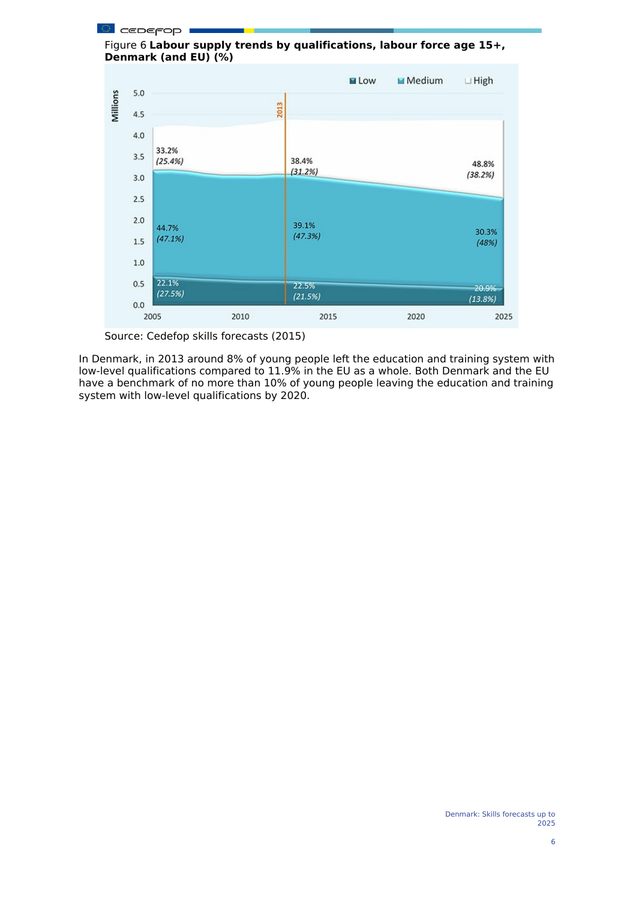Figure 6 **Labour supply trends by qualifications, labour force age 15+, Denmark (and EU) (%)**

Source: Cedefop skills forecasts (2015)

In Denmark, in 2013 around 8% of young people left the education and training system with low-level qualifications compared to 11.9% in the EU as a whole. Both Denmark and the EU have a benchmark of no more than 10% of young people leaving the education and training system with low-level qualifications by 2020.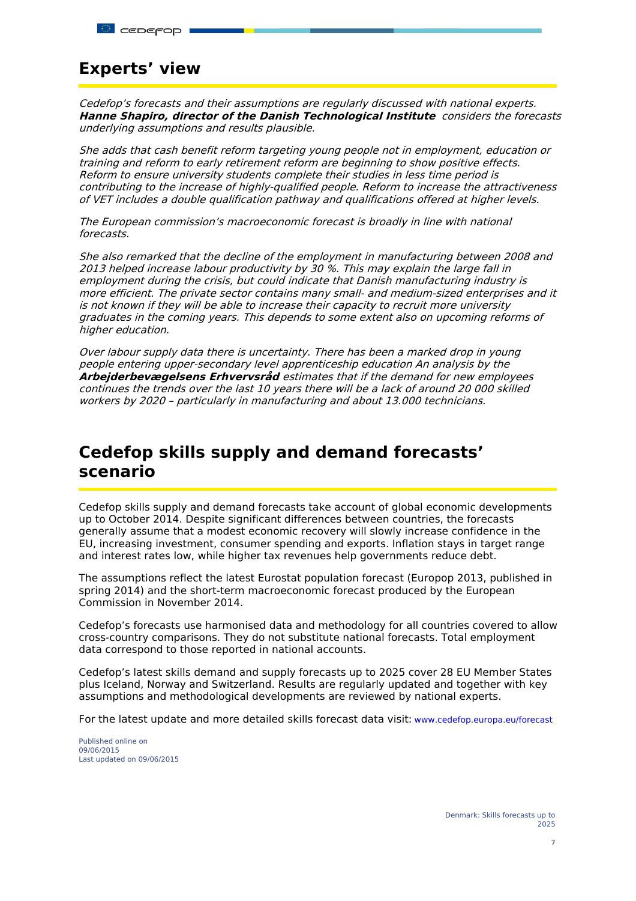## Experts' view

*Cedefop's forecasts and their assumptions are regularly discussed with national experts.* ***Hanne Shapiro, director of the Danish Technological Institute*** *considers the forecasts underlying assumptions and results plausible.*

*She adds that cash benefit reform targeting young people not in employment, education or training and reform to early retirement reform are beginning to show positive effects. Reform to ensure university students complete their studies in less time period is contributing to the increase of highly-qualified people. Reform to increase the attractiveness of VET includes a double qualification pathway and qualifications offered at higher levels.*

*The European commission's macroeconomic forecast is broadly in line with national forecasts.*

*She also remarked that the decline of the employment in manufacturing between 2008 and 2013 helped increase labour productivity by 30 %. This may explain the large fall in employment during the crisis, but could indicate that Danish manufacturing industry is more efficient. The private sector contains many small- and medium-sized enterprises and it is not known if they will be able to increase their capacity to recruit more university graduates in the coming years. This depends to some extent also on upcoming reforms of higher education.*

*Over labour supply data there is uncertainty. There has been a marked drop in young people entering upper-secondary level apprenticeship education An analysis by the* ***Arbejderbevægelsens Erhvervsråd*** *estimates that if the demand for new employees continues the trends over the last 10 years there will be a lack of around 20 000 skilled workers by 2020 – particularly in manufacturing and about 13.000 technicians.*

## Cedefop skills supply and demand forecasts' scenario

Cedefop skills supply and demand forecasts take account of global economic developments up to October 2014. Despite significant differences between countries, the forecasts generally assume that a modest economic recovery will slowly increase confidence in the EU, increasing investment, consumer spending and exports. Inflation stays in target range and interest rates low, while higher tax revenues help governments reduce debt.

The assumptions reflect the latest Eurostat population forecast (Europop 2013, published in spring 2014) and the short-term macroeconomic forecast produced by the European Commission in November 2014.

Cedefop's forecasts use harmonised data and methodology for all countries covered to allow cross-country comparisons. They do not substitute national forecasts. Total employment data correspond to those reported in national accounts.

Cedefop's latest skills demand and supply forecasts up to 2025 cover 28 EU Member States plus Iceland, Norway and Switzerland. Results are regularly updated and together with key assumptions and methodological developments are reviewed by national experts.

For the latest update and more detailed skills forecast data visit: www.cedefop.europa.eu/forecast

Published online on 09/06/2015
Last updated on 09/06/2015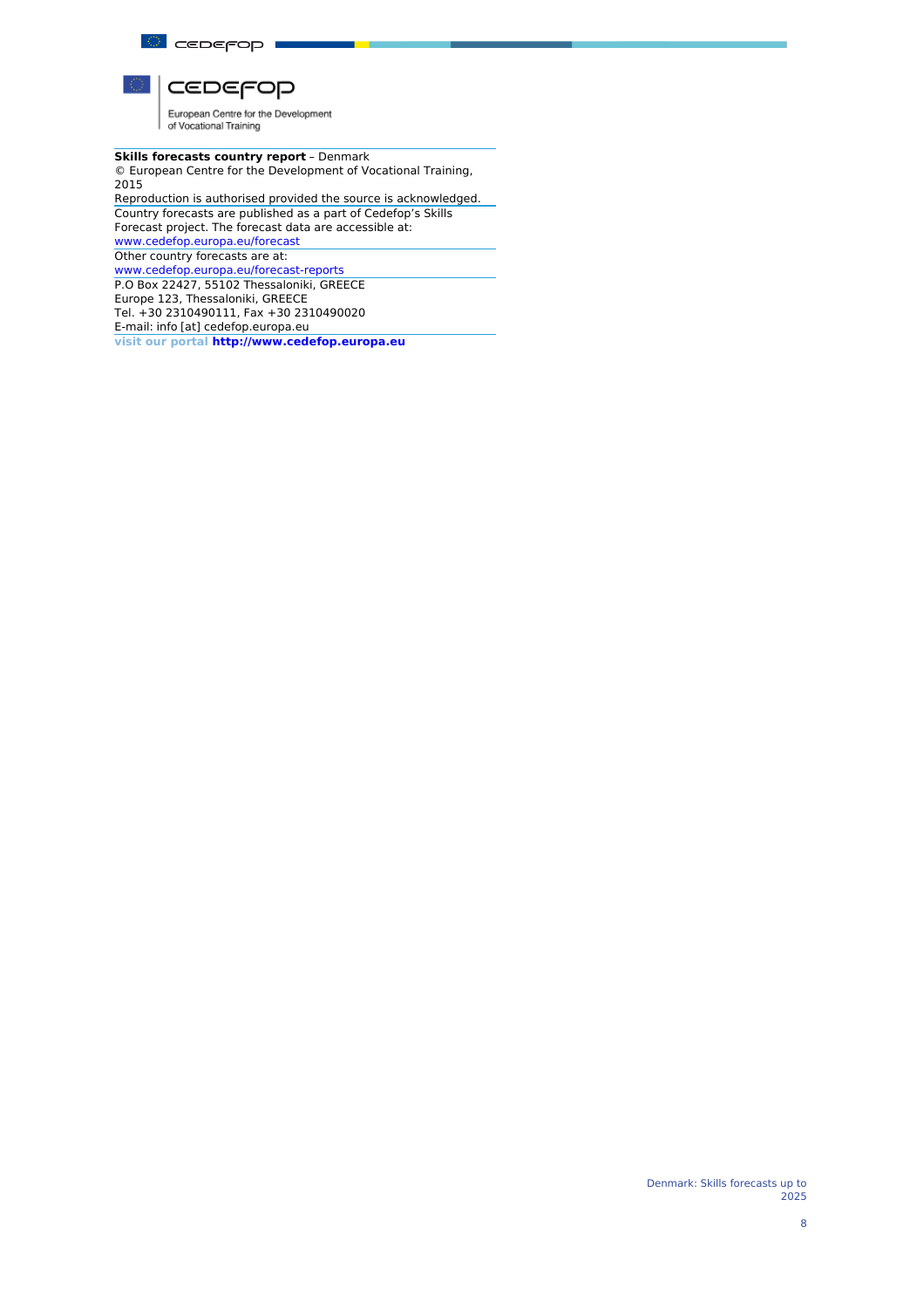CEDEFOP

European Centre for the Development of Vocational Training

**Skills forecasts country report** – Denmark
© European Centre for the Development of Vocational Training, 2015
Reproduction is authorised provided the source is acknowledged.

Country forecasts are published as a part of Cedefop's Skills Forecast project. The forecast data are accessible at:
www.cedefop.europa.eu/forecast

Other country forecasts are at:
www.cedefop.europa.eu/forecast-reports

P.O Box 22427, 55102 Thessaloniki, GREECE
Europe 123, Thessaloniki, GREECE
Tel. +30 2310490111, Fax +30 2310490020
E-mail: info [at] cedefop.europa.eu

visit our portal **http://www.cedefop.europa.eu**